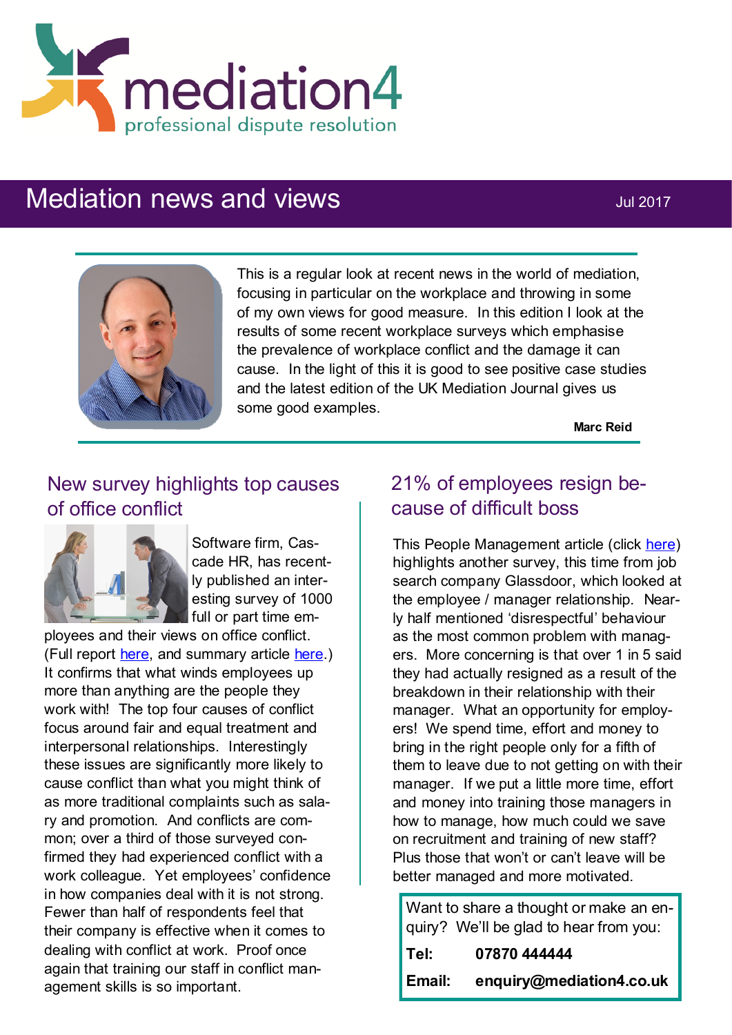mediation4
professional dispute resolution

# Mediation news and views

Jul 2017

This is a regular look at recent news in the world of mediation, focusing in particular on the workplace and throwing in some of my own views for good measure. In this edition I look at the results of some recent workplace surveys which emphasise the prevalence of workplace conflict and the damage it can cause. In the light of this it is good to see positive case studies and the latest edition of the UK Mediation Journal gives us some good examples.

**Marc Reid**

## New survey highlights top causes of office conflict

Software firm, Cascade HR, has recently published an interesting survey of 1000 full or part time employees and their views on office conflict. (Full report here, and summary article here.) It confirms that what winds employees up more than anything are the people they work with! The top four causes of conflict focus around fair and equal treatment and interpersonal relationships. Interestingly these issues are significantly more likely to cause conflict than what you might think of as more traditional complaints such as salary and promotion. And conflicts are common; over a third of those surveyed confirmed they had experienced conflict with a work colleague. Yet employees' confidence in how companies deal with it is not strong. Fewer than half of respondents feel that their company is effective when it comes to dealing with conflict at work. Proof once again that training our staff in conflict management skills is so important.

## 21% of employees resign because of difficult boss

This People Management article (click here) highlights another survey, this time from job search company Glassdoor, which looked at the employee / manager relationship. Nearly half mentioned 'disrespectful' behaviour as the most common problem with managers. More concerning is that over 1 in 5 said they had actually resigned as a result of the breakdown in their relationship with their manager. What an opportunity for employers! We spend time, effort and money to bring in the right people only for a fifth of them to leave due to not getting on with their manager. If we put a little more time, effort and money into training those managers in how to manage, how much could we save on recruitment and training of new staff? Plus those that won't or can't leave will be better managed and more motivated.

Want to share a thought or make an enquiry? We'll be glad to hear from you:

**Tel:** **07870 444444**

**Email:** **enquiry@mediation4.co.uk**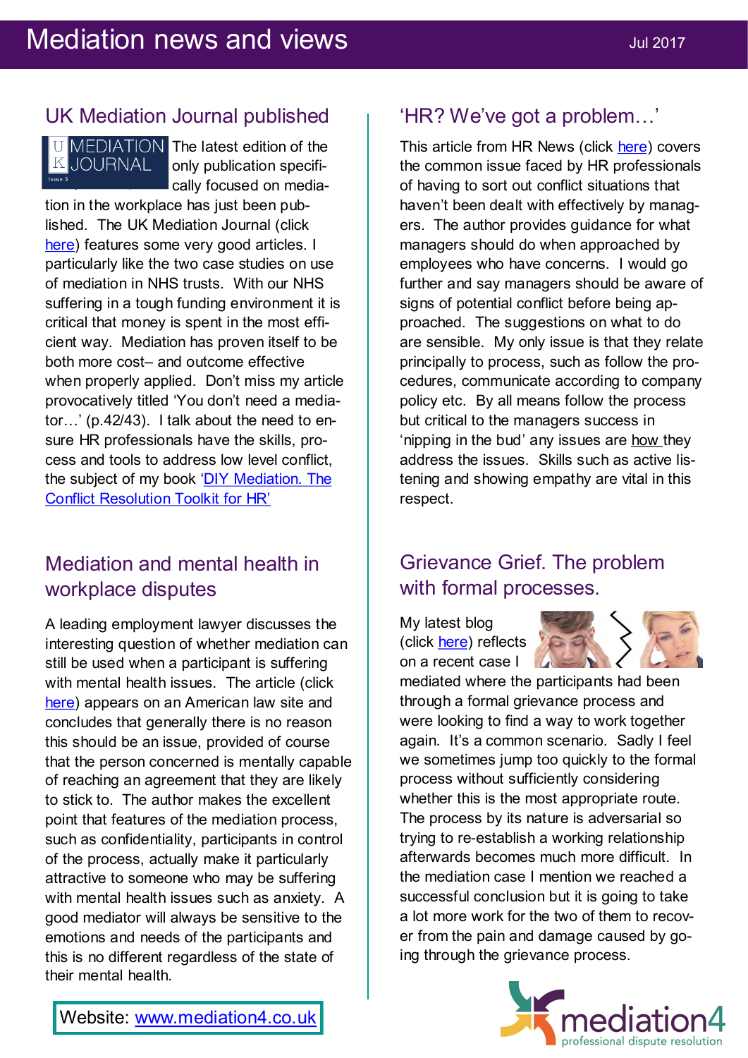# Mediation news and views

Jul 2017

## UK Mediation Journal published

The latest edition of the only publication specifically focused on mediation in the workplace has just been published. The UK Mediation Journal (click here) features some very good articles. I particularly like the two case studies on use of mediation in NHS trusts. With our NHS suffering in a tough funding environment it is critical that money is spent in the most efficient way. Mediation has proven itself to be both more cost– and outcome effective when properly applied. Don't miss my article provocatively titled 'You don't need a mediator…' (p.42/43). I talk about the need to ensure HR professionals have the skills, process and tools to address low level conflict, the subject of my book 'DIY Mediation. The Conflict Resolution Toolkit for HR'

## Mediation and mental health in workplace disputes

A leading employment lawyer discusses the interesting question of whether mediation can still be used when a participant is suffering with mental health issues. The article (click here) appears on an American law site and concludes that generally there is no reason this should be an issue, provided of course that the person concerned is mentally capable of reaching an agreement that they are likely to stick to. The author makes the excellent point that features of the mediation process, such as confidentiality, participants in control of the process, actually make it particularly attractive to someone who may be suffering with mental health issues such as anxiety. A good mediator will always be sensitive to the emotions and needs of the participants and this is no different regardless of the state of their mental health.

## 'HR? We've got a problem…'

This article from HR News (click here) covers the common issue faced by HR professionals of having to sort out conflict situations that haven't been dealt with effectively by managers. The author provides guidance for what managers should do when approached by employees who have concerns. I would go further and say managers should be aware of signs of potential conflict before being approached. The suggestions on what to do are sensible. My only issue is that they relate principally to process, such as follow the procedures, communicate according to company policy etc. By all means follow the process but critical to the managers success in 'nipping in the bud' any issues are how they address the issues. Skills such as active listening and showing empathy are vital in this respect.

## Grievance Grief. The problem with formal processes.

My latest blog (click here) reflects on a recent case I mediated where the participants had been through a formal grievance process and were looking to find a way to work together again. It's a common scenario. Sadly I feel we sometimes jump too quickly to the formal process without sufficiently considering whether this is the most appropriate route. The process by its nature is adversarial so trying to re-establish a working relationship afterwards becomes much more difficult. In the mediation case I mention we reached a successful conclusion but it is going to take a lot more work for the two of them to recover from the pain and damage caused by going through the grievance process.

Website: www.mediation4.co.uk

mediation4 professional dispute resolution